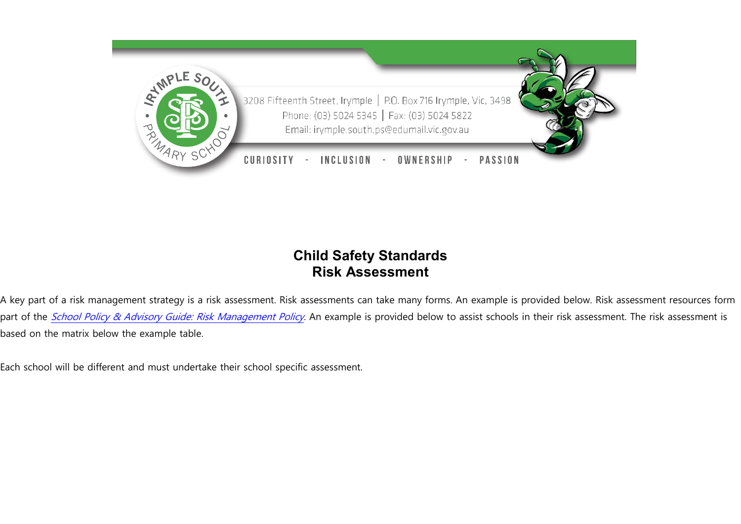IRYMPLE SOUTH PRIMARY SCHOOL

3208 Fifteenth Street, Irymple | P.O. Box 716 Irymple, Vic, 3498
Phone: (03) 5024 5345 | Fax: (03) 5024 5822
Email: irymple.south.ps@edumail.vic.gov.au

CURIOSITY - INCLUSION - OWNERSHIP - PASSION

# Child Safety Standards
# Risk Assessment

A key part of a risk management strategy is a risk assessment. Risk assessments can take many forms. An example is provided below. Risk assessment resources form part of the *School Policy & Advisory Guide: Risk Management Policy*. An example is provided below to assist schools in their risk assessment. The risk assessment is based on the matrix below the example table.

Each school will be different and must undertake their school specific assessment.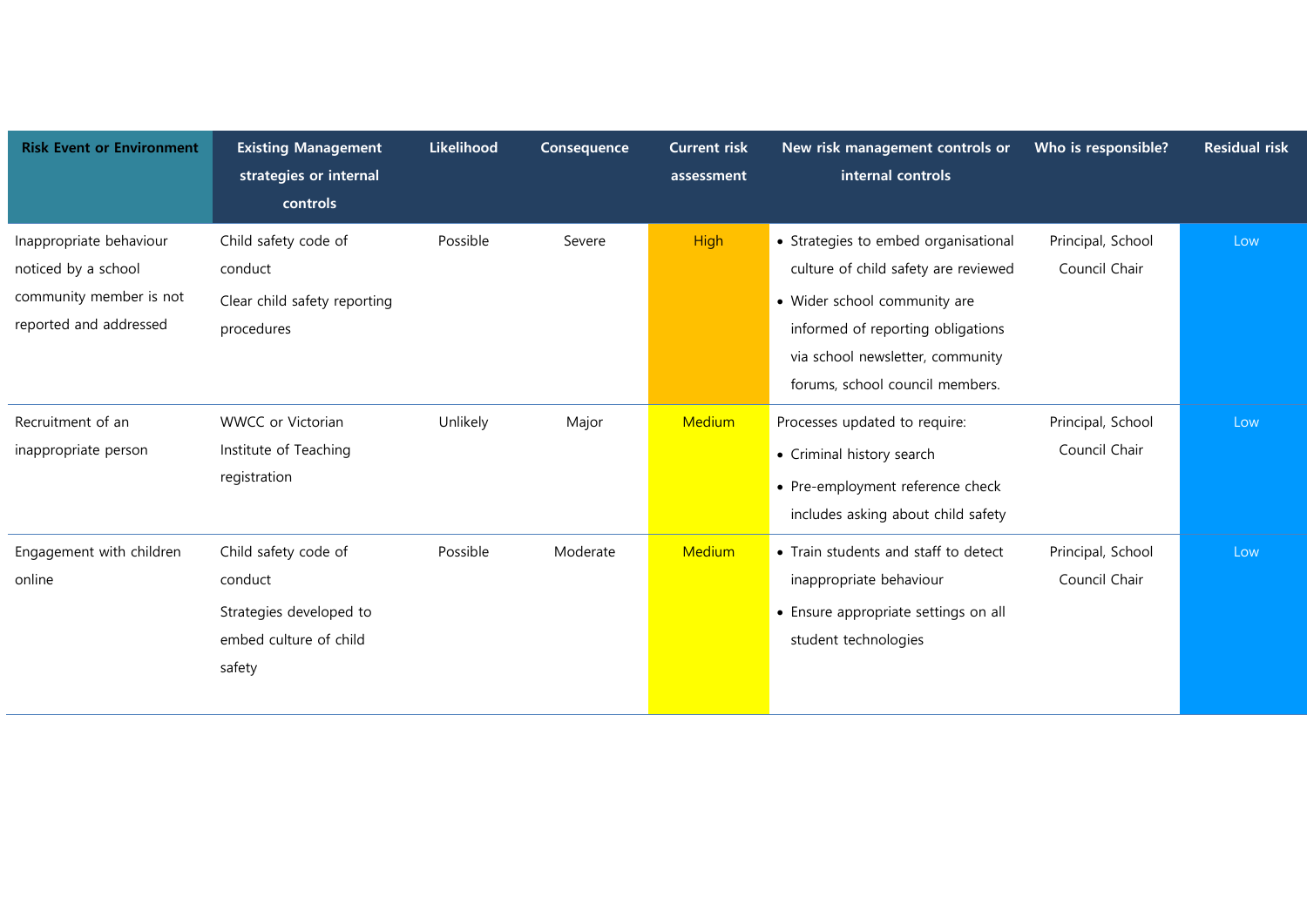| Risk Event or Environment | Existing Management strategies or internal controls | Likelihood | Consequence | Current risk assessment | New risk management controls or internal controls | Who is responsible? | Residual risk |
|---|---|---|---|---|---|---|---|
| Inappropriate behaviour noticed by a school community member is not reported and addressed | Child safety code of conduct<br>Clear child safety reporting procedures | Possible | Severe | High | • Strategies to embed organisational culture of child safety are reviewed<br>• Wider school community are informed of reporting obligations via school newsletter, community forums, school council members. | Principal, School Council Chair | Low |
| Recruitment of an inappropriate person | WWCC or Victorian Institute of Teaching registration | Unlikely | Major | Medium | Processes updated to require:<br>• Criminal history search<br>• Pre-employment reference check includes asking about child safety | Principal, School Council Chair | Low |
| Engagement with children online | Child safety code of conduct<br>Strategies developed to embed culture of child safety | Possible | Moderate | Medium | • Train students and staff to detect inappropriate behaviour<br>• Ensure appropriate settings on all student technologies | Principal, School Council Chair | Low |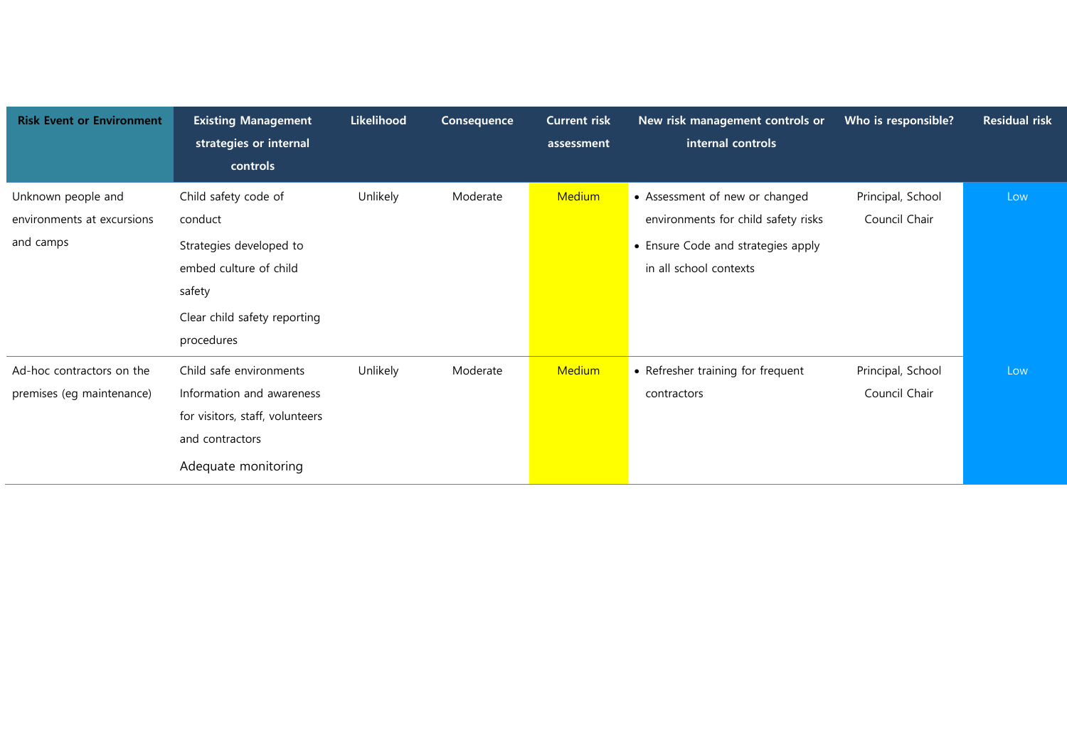| Risk Event or Environment | Existing Management strategies or internal controls | Likelihood | Consequence | Current risk assessment | New risk management controls or internal controls | Who is responsible? | Residual risk |
|---|---|---|---|---|---|---|---|
| Unknown people and environments at excursions and camps | Child safety code of conduct<br>Strategies developed to embed culture of child safety<br>Clear child safety reporting procedures | Unlikely | Moderate | Medium | • Assessment of new or changed environments for child safety risks<br>• Ensure Code and strategies apply in all school contexts | Principal, School Council Chair | Low |
| Ad-hoc contractors on the premises (eg maintenance) | Child safe environments<br>Information and awareness for visitors, staff, volunteers and contractors<br>Adequate monitoring | Unlikely | Moderate | Medium | • Refresher training for frequent contractors | Principal, School Council Chair | Low |